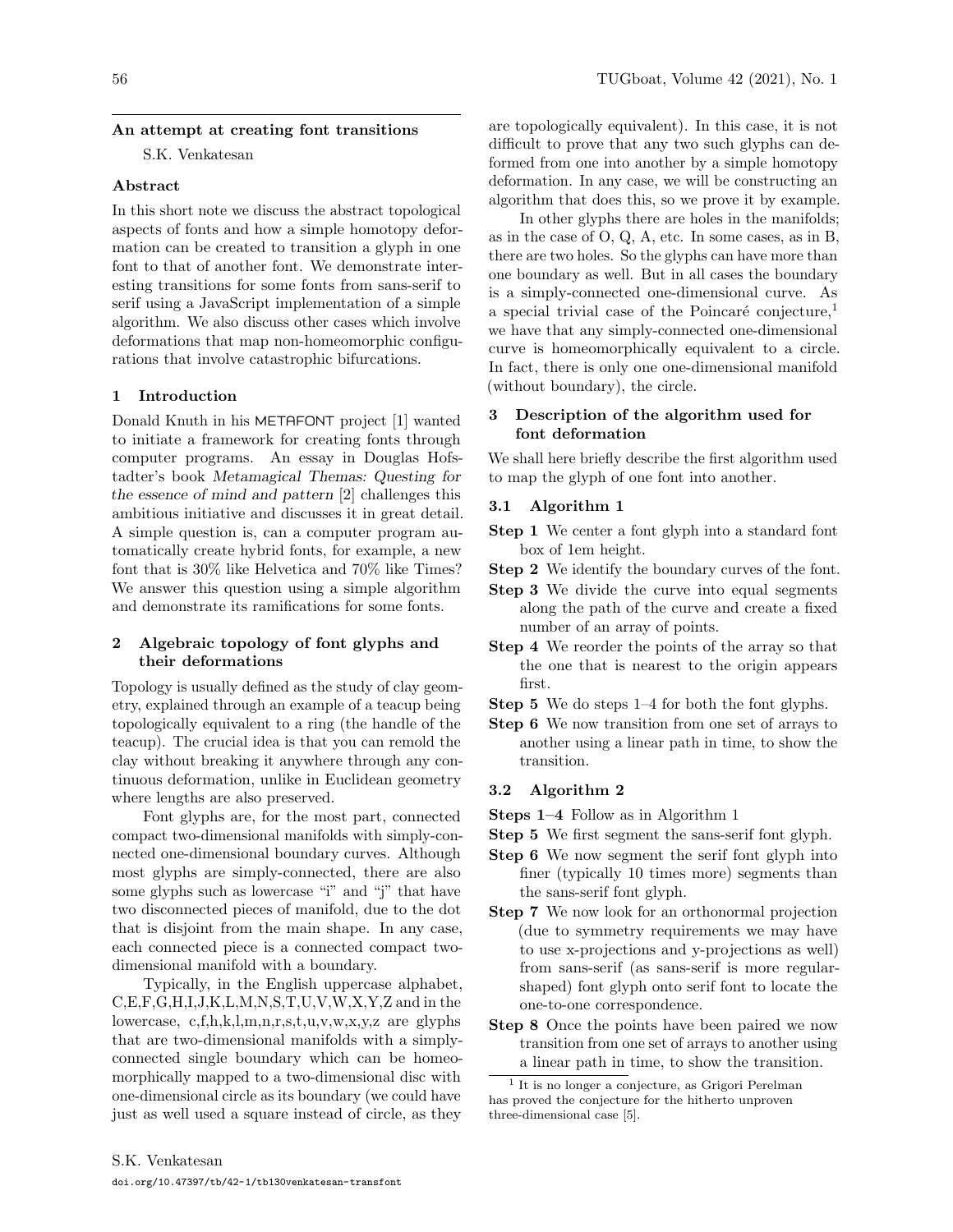## An attempt at creating font transitions

S.K. Venkatesan

### Abstract

In this short note we discuss the abstract topological aspects of fonts and how a simple homotopy deformation can be created to transition a glyph in one font to that of another font. We demonstrate interesting transitions for some fonts from sans-serif to serif using a JavaScript implementation of a simple algorithm. We also discuss other cases which involve deformations that map non-homeomorphic configurations that involve catastrophic bifurcations.

## 1 Introduction

Donald Knuth in his METAFONT project [1] wanted to initiate a framework for creating fonts through computer programs. An essay in Douglas Hofstadter's book *Metamagical Themas: Questing for the essence of mind and pattern* [2] challenges this ambitious initiative and discusses it in great detail. A simple question is, can a computer program automatically create hybrid fonts, for example, a new font that is 30% like Helvetica and 70% like Times? We answer this question using a simple algorithm and demonstrate its ramifications for some fonts.

## 2 Algebraic topology of font glyphs and their deformations

Topology is usually defined as the study of clay geometry, explained through an example of a teacup being topologically equivalent to a ring (the handle of the teacup). The crucial idea is that you can remold the clay without breaking it anywhere through any continuous deformation, unlike in Euclidean geometry where lengths are also preserved.

Font glyphs are, for the most part, connected compact two-dimensional manifolds with simply-connected one-dimensional boundary curves. Although most glyphs are simply-connected, there are also some glyphs such as lowercase "i" and "j" that have two disconnected pieces of manifold, due to the dot that is disjoint from the main shape. In any case, each connected piece is a connected compact two-dimensional manifold with a boundary.

Typically, in the English uppercase alphabet, C,E,F,G,H,I,J,K,L,M,N,S,T,U,V,W,X,Y,Z and in the lowercase, c,f,h,k,l,m,n,r,s,t,u,v,w,x,y,z are glyphs that are two-dimensional manifolds with a simply-connected single boundary which can be homeomorphically mapped to a two-dimensional disc with one-dimensional circle as its boundary (we could have just as well used a square instead of circle, as they are topologically equivalent). In this case, it is not difficult to prove that any two such glyphs can deformed from one into another by a simple homotopy deformation. In any case, we will be constructing an algorithm that does this, so we prove it by example.

In other glyphs there are holes in the manifolds; as in the case of O, Q, A, etc. In some cases, as in B, there are two holes. So the glyphs can have more than one boundary as well. But in all cases the boundary is a simply-connected one-dimensional curve. As a special trivial case of the Poincaré conjecture,[1] we have that any simply-connected one-dimensional curve is homeomorphically equivalent to a circle. In fact, there is only one one-dimensional manifold (without boundary), the circle.

## 3 Description of the algorithm used for font deformation

We shall here briefly describe the first algorithm used to map the glyph of one font into another.

### 3.1 Algorithm 1

- **Step 1** We center a font glyph into a standard font box of 1em height.
- **Step 2** We identify the boundary curves of the font.
- **Step 3** We divide the curve into equal segments along the path of the curve and create a fixed number of an array of points.
- **Step 4** We reorder the points of the array so that the one that is nearest to the origin appears first.
- **Step 5** We do steps 1–4 for both the font glyphs.
- **Step 6** We now transition from one set of arrays to another using a linear path in time, to show the transition.

### 3.2 Algorithm 2

- **Steps 1–4** Follow as in Algorithm 1
- **Step 5** We first segment the sans-serif font glyph.
- **Step 6** We now segment the serif font glyph into finer (typically 10 times more) segments than the sans-serif font glyph.
- **Step 7** We now look for an orthonormal projection (due to symmetry requirements we may have to use x-projections and y-projections as well) from sans-serif (as sans-serif is more regular-shaped) font glyph onto serif font to locate the one-to-one correspondence.
- **Step 8** Once the points have been paired we now transition from one set of arrays to another using a linear path in time, to show the transition.

[1] It is no longer a conjecture, as Grigori Perelman has proved the conjecture for the hitherto unproven three-dimensional case [5].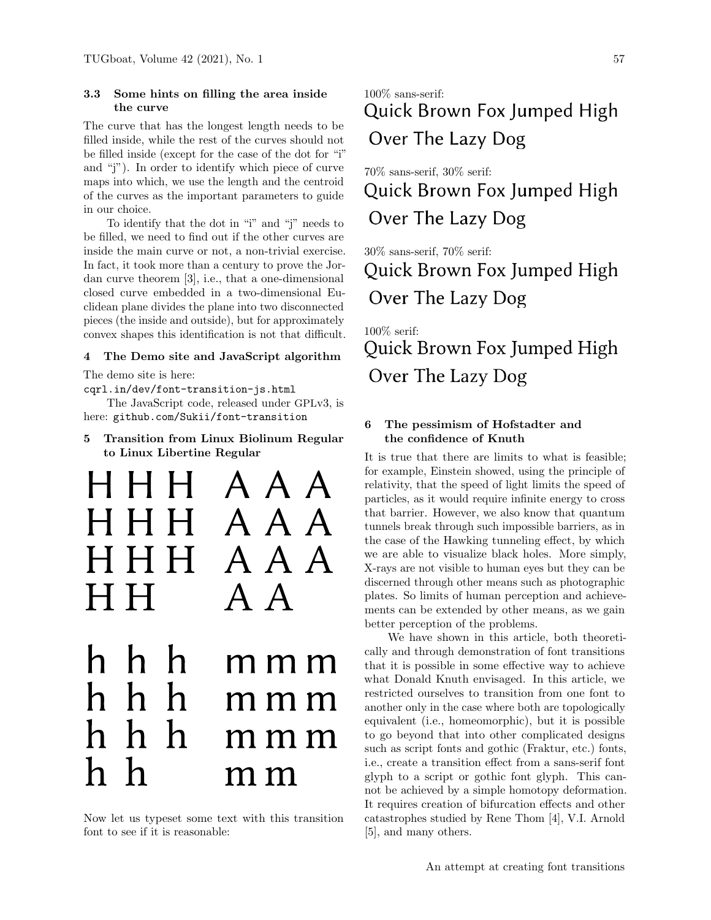### 3.3 Some hints on filling the area inside the curve

The curve that has the longest length needs to be filled inside, while the rest of the curves should not be filled inside (except for the case of the dot for "i" and "j"). In order to identify which piece of curve maps into which, we use the length and the centroid of the curves as the important parameters to guide in our choice.

To identify that the dot in "i" and "j" needs to be filled, we need to find out if the other curves are inside the main curve or not, a non-trivial exercise. In fact, it took more than a century to prove the Jordan curve theorem [3], i.e., that a one-dimensional closed curve embedded in a two-dimensional Euclidean plane divides the plane into two disconnected pieces (the inside and outside), but for approximately convex shapes this identification is not that difficult.

## 4 The Demo site and JavaScript algorithm

The demo site is here:
`cqrl.in/dev/font-transition-js.html`

The JavaScript code, released under GPLv3, is here: `github.com/Sukii/font-transition`

## 5 Transition from Linux Biolinum Regular to Linux Libertine Regular

H H H A A A
H H H A A A
H H H A A A
H H A A

h h h m m m
h h h m m m
h h h m m m
h h m m

Now let us typeset some text with this transition font to see if it is reasonable:

100% sans-serif:
Quick Brown Fox Jumped High Over The Lazy Dog

70% sans-serif, 30% serif:
Quick Brown Fox Jumped High Over The Lazy Dog

30% sans-serif, 70% serif:
Quick Brown Fox Jumped High Over The Lazy Dog

100% serif:
Quick Brown Fox Jumped High Over The Lazy Dog

## 6 The pessimism of Hofstadter and the confidence of Knuth

It is true that there are limits to what is feasible; for example, Einstein showed, using the principle of relativity, that the speed of light limits the speed of particles, as it would require infinite energy to cross that barrier. However, we also know that quantum tunnels break through such impossible barriers, as in the case of the Hawking tunneling effect, by which we are able to visualize black holes. More simply, X-rays are not visible to human eyes but they can be discerned through other means such as photographic plates. So limits of human perception and achievements can be extended by other means, as we gain better perception of the problems.

We have shown in this article, both theoretically and through demonstration of font transitions that it is possible in some effective way to achieve what Donald Knuth envisaged. In this article, we restricted ourselves to transition from one font to another only in the case where both are topologically equivalent (i.e., homeomorphic), but it is possible to go beyond that into other complicated designs such as script fonts and gothic (Fraktur, etc.) fonts, i.e., create a transition effect from a sans-serif font glyph to a script or gothic font glyph. This cannot be achieved by a simple homotopy deformation. It requires creation of bifurcation effects and other catastrophes studied by Rene Thom [4], V.I. Arnold [5], and many others.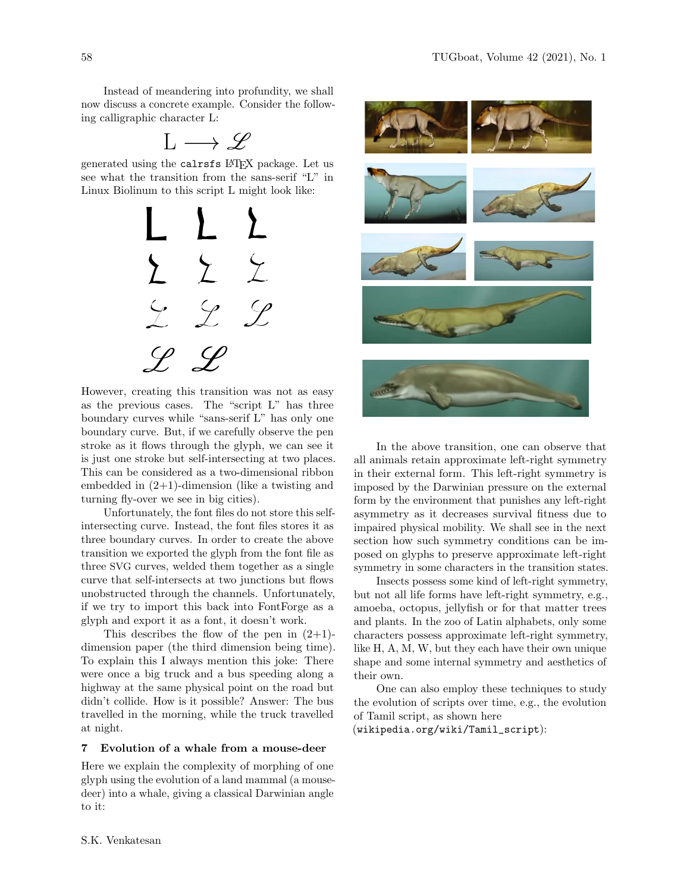Instead of meandering into profundity, we shall now discuss a concrete example. Consider the following calligraphic character L:

$$\mathrm{L} \longrightarrow \mathscr{L}$$

generated using the `calrsfs` LaTeX package. Let us see what the transition from the sans-serif "L" in Linux Biolinum to this script L might look like:

However, creating this transition was not as easy as the previous cases. The "script L" has three boundary curves while "sans-serif L" has only one boundary curve. But, if we carefully observe the pen stroke as it flows through the glyph, we can see it is just one stroke but self-intersecting at two places. This can be considered as a two-dimensional ribbon embedded in (2+1)-dimension (like a twisting and turning fly-over we see in big cities).

Unfortunately, the font files do not store this self-intersecting curve. Instead, the font files stores it as three boundary curves. In order to create the above transition we exported the glyph from the font file as three SVG curves, welded them together as a single curve that self-intersects at two junctions but flows unobstructed through the channels. Unfortunately, if we try to import this back into FontForge as a glyph and export it as a font, it doesn't work.

This describes the flow of the pen in (2+1)-dimension paper (the third dimension being time). To explain this I always mention this joke: There were once a big truck and a bus speeding along a highway at the same physical point on the road but didn't collide. How is it possible? Answer: The bus travelled in the morning, while the truck travelled at night.

## 7 Evolution of a whale from a mouse-deer

Here we explain the complexity of morphing of one glyph using the evolution of a land mammal (a mouse-deer) into a whale, giving a classical Darwinian angle to it:

In the above transition, one can observe that all animals retain approximate left-right symmetry in their external form. This left-right symmetry is imposed by the Darwinian pressure on the external form by the environment that punishes any left-right asymmetry as it decreases survival fitness due to impaired physical mobility. We shall see in the next section how such symmetry conditions can be imposed on glyphs to preserve approximate left-right symmetry in some characters in the transition states.

Insects possess some kind of left-right symmetry, but not all life forms have left-right symmetry, e.g., amoeba, octopus, jellyfish or for that matter trees and plants. In the zoo of Latin alphabets, only some characters possess approximate left-right symmetry, like H, A, M, W, but they each have their own unique shape and some internal symmetry and aesthetics of their own.

One can also employ these techniques to study the evolution of scripts over time, e.g., the evolution of Tamil script, as shown here (`wikipedia.org/wiki/Tamil_script`):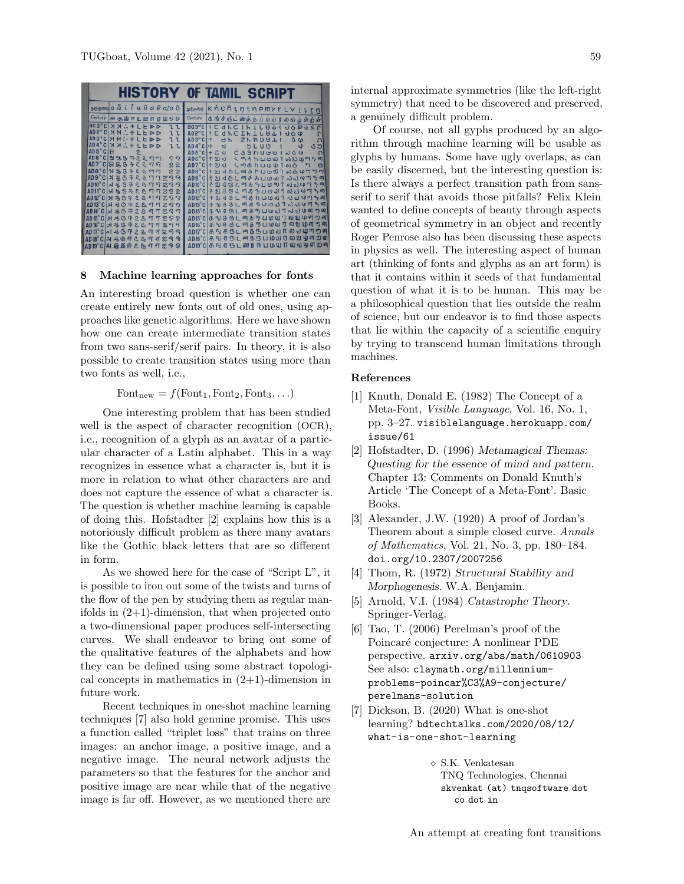## 8 Machine learning approaches for fonts

An interesting broad question is whether one can create entirely new fonts out of old ones, using approaches like genetic algorithms. Here we have shown how one can create intermediate transition states from two sans-serif/serif pairs. In theory, it is also possible to create transition states using more than two fonts as well, i.e.,

$$\text{Font}_{\text{new}} = f(\text{Font}_1, \text{Font}_2, \text{Font}_3, \ldots)$$

One interesting problem that has been studied well is the aspect of character recognition (OCR), i.e., recognition of a glyph as an avatar of a particular character of a Latin alphabet. This in a way recognizes in essence what a character is, but it is more in relation to what other characters are and does not capture the essence of what a character is. The question is whether machine learning is capable of doing this. Hofstadter [2] explains how this is a notoriously difficult problem as there many avatars like the Gothic black letters that are so different in form.

As we showed here for the case of "Script L", it is possible to iron out some of the twists and turns of the flow of the pen by studying them as regular manifolds in (2+1)-dimension, that when projected onto a two-dimensional paper produces self-intersecting curves. We shall endeavor to bring out some of the qualitative features of the alphabets and how they can be defined using some abstract topological concepts in mathematics in (2+1)-dimension in future work.

Recent techniques in one-shot machine learning techniques [7] also hold genuine promise. This uses a function called "triplet loss" that trains on three images: an anchor image, a positive image, and a negative image. The neural network adjusts the parameters so that the features for the anchor and positive image are near while that of the negative image is far off. However, as we mentioned there are internal approximate symmetries (like the left-right symmetry) that need to be discovered and preserved, a genuinely difficult problem.

Of course, not all gyphs produced by an algorithm through machine learning will be usable as glyphs by humans. Some have ugly overlaps, as can be easily discerned, but the interesting question is: Is there always a perfect transition path from sans-serif to serif that avoids those pitfalls? Felix Klein wanted to define concepts of beauty through aspects of geometrical symmetry in an object and recently Roger Penrose also has been discussing these aspects in physics as well. The interesting aspect of human art (thinking of fonts and glyphs as an art form) is that it contains within it seeds of that fundamental question of what it is to be human. This may be a philosophical question that lies outside the realm of science, but our endeavor is to find those aspects that lie within the capacity of a scientific enquiry by trying to transcend human limitations through machines.

## References

[1] Knuth, Donald E. (1982) The Concept of a Meta-Font, *Visible Language*, Vol. 16, No. 1, pp. 3–27. visiblelanguage.herokuapp.com/issue/61

[2] Hofstadter, D. (1996) *Metamagical Themas: Questing for the essence of mind and pattern*. Chapter 13: Comments on Donald Knuth's Article 'The Concept of a Meta-Font'. Basic Books.

[3] Alexander, J.W. (1920) A proof of Jordan's Theorem about a simple closed curve. *Annals of Mathematics*, Vol. 21, No. 3, pp. 180–184. doi.org/10.2307/2007256

[4] Thom, R. (1972) *Structural Stability and Morphogenesis*. W.A. Benjamin.

[5] Arnold, V.I. (1984) *Catastrophe Theory*. Springer-Verlag.

[6] Tao, T. (2006) Perelman's proof of the Poincaré conjecture: A nonlinear PDE perspective. arxiv.org/abs/math/0610903 See also: claymath.org/millennium-problems-poincar%C3%A9-conjecture/perelmans-solution

[7] Dickson, B. (2020) What is one-shot learning? bdtechtalks.com/2020/08/12/what-is-one-shot-learning

◇ S.K. Venkatesan
TNQ Technologies, Chennai
skvenkat (at) tnqsoftware dot co dot in